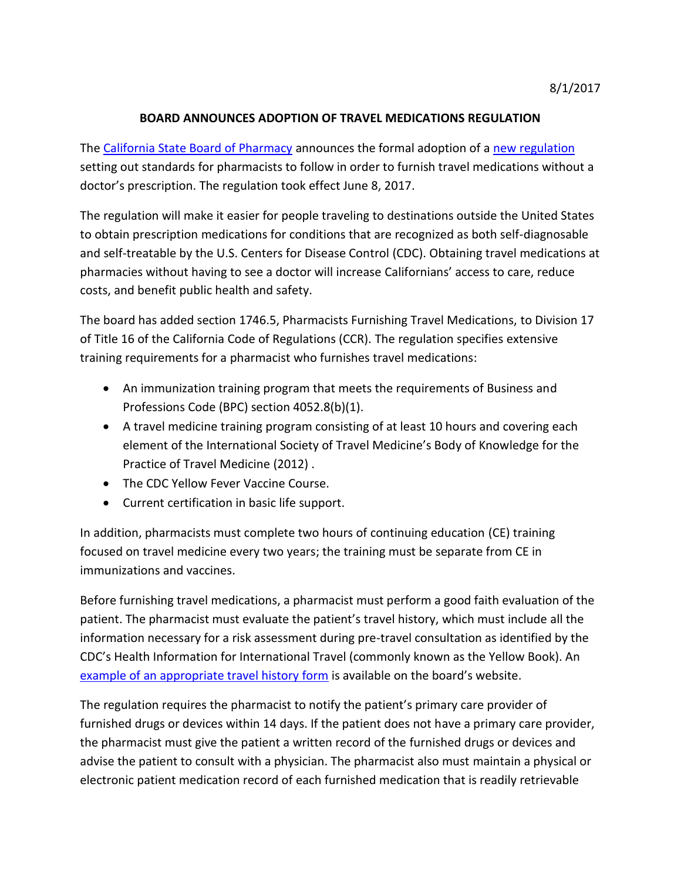8/1/2017

## BOARD ANNOUNCES ADOPTION OF TRAVEL MEDICATIONS REGULATION

The California State Board of Pharmacy announces the formal adoption of a new regulation setting out standards for pharmacists to follow in order to furnish travel medications without a doctor's prescription. The regulation took effect June 8, 2017.

The regulation will make it easier for people traveling to destinations outside the United States to obtain prescription medications for conditions that are recognized as both self-diagnosable and self-treatable by the U.S. Centers for Disease Control (CDC). Obtaining travel medications at pharmacies without having to see a doctor will increase Californians' access to care, reduce costs, and benefit public health and safety.

The board has added section 1746.5, Pharmacists Furnishing Travel Medications, to Division 17 of Title 16 of the California Code of Regulations (CCR). The regulation specifies extensive training requirements for a pharmacist who furnishes travel medications:

- An immunization training program that meets the requirements of Business and Professions Code (BPC) section 4052.8(b)(1).
- A travel medicine training program consisting of at least 10 hours and covering each element of the International Society of Travel Medicine's Body of Knowledge for the Practice of Travel Medicine (2012) .
- The CDC Yellow Fever Vaccine Course.
- Current certification in basic life support.

In addition, pharmacists must complete two hours of continuing education (CE) training focused on travel medicine every two years; the training must be separate from CE in immunizations and vaccines.

Before furnishing travel medications, a pharmacist must perform a good faith evaluation of the patient. The pharmacist must evaluate the patient's travel history, which must include all the information necessary for a risk assessment during pre-travel consultation as identified by the CDC's Health Information for International Travel (commonly known as the Yellow Book). An example of an appropriate travel history form is available on the board's website.

The regulation requires the pharmacist to notify the patient's primary care provider of furnished drugs or devices within 14 days. If the patient does not have a primary care provider, the pharmacist must give the patient a written record of the furnished drugs or devices and advise the patient to consult with a physician. The pharmacist also must maintain a physical or electronic patient medication record of each furnished medication that is readily retrievable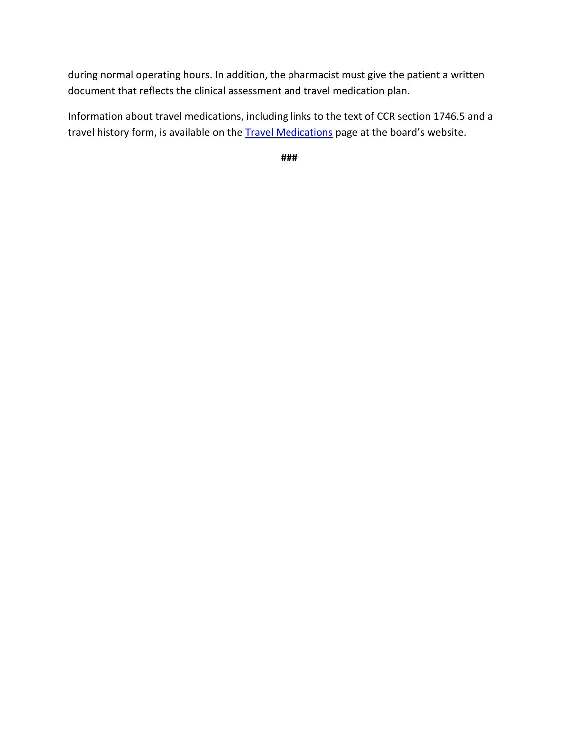during normal operating hours. In addition, the pharmacist must give the patient a written document that reflects the clinical assessment and travel medication plan.

Information about travel medications, including links to the text of CCR section 1746.5 and a travel history form, is available on the Travel Medications page at the board's website.

**###**